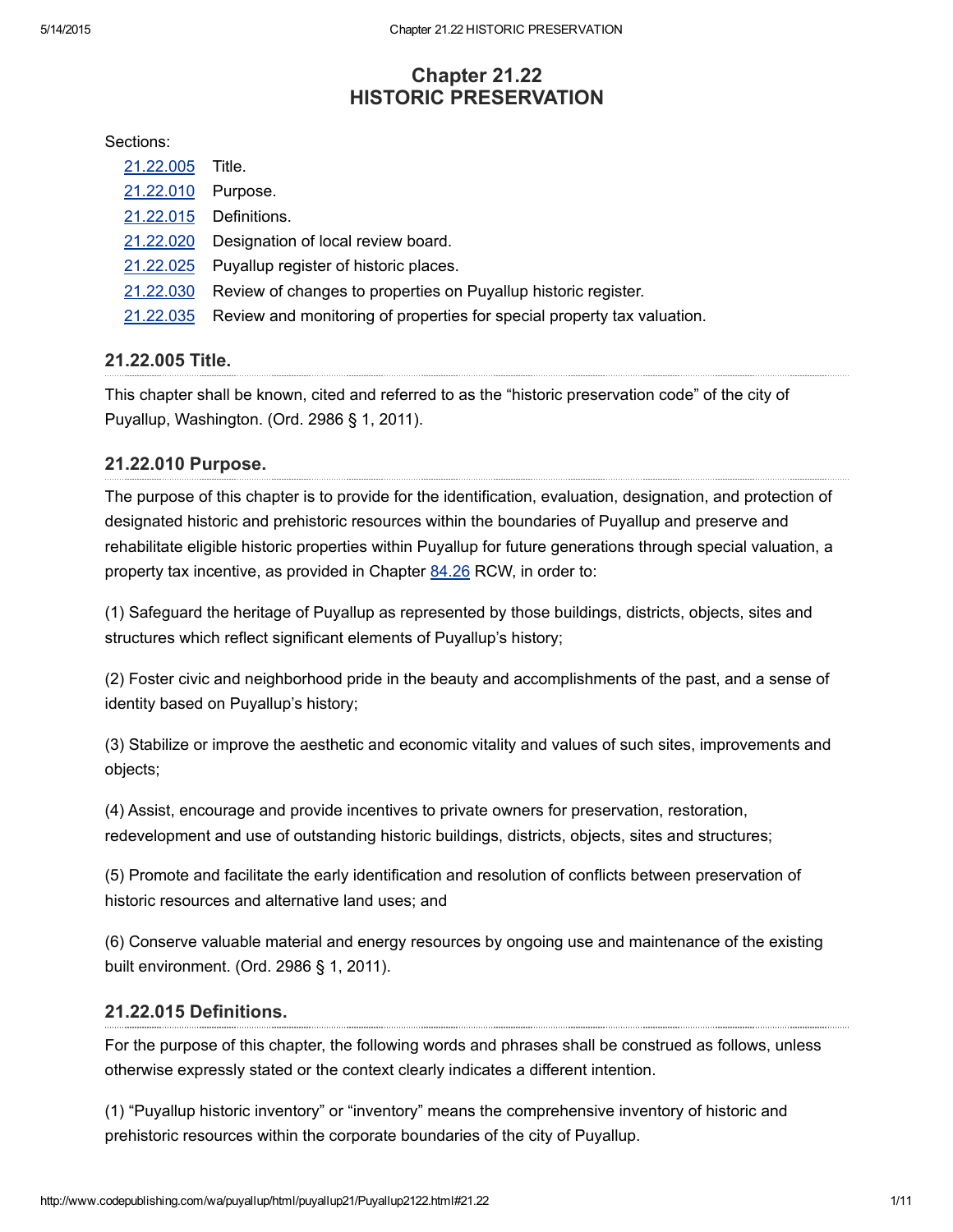# Chapter 21.22
# HISTORIC PRESERVATION

Sections:

| | |
|---|---|
| 21.22.005 | Title. |
| 21.22.010 | Purpose. |
| 21.22.015 | Definitions. |
| 21.22.020 | Designation of local review board. |
| 21.22.025 | Puyallup register of historic places. |
| 21.22.030 | Review of changes to properties on Puyallup historic register. |
| 21.22.035 | Review and monitoring of properties for special property tax valuation. |

## 21.22.005 Title.

This chapter shall be known, cited and referred to as the "historic preservation code" of the city of Puyallup, Washington. (Ord. 2986 § 1, 2011).

## 21.22.010 Purpose.

The purpose of this chapter is to provide for the identification, evaluation, designation, and protection of designated historic and prehistoric resources within the boundaries of Puyallup and preserve and rehabilitate eligible historic properties within Puyallup for future generations through special valuation, a property tax incentive, as provided in Chapter 84.26 RCW, in order to:

(1) Safeguard the heritage of Puyallup as represented by those buildings, districts, objects, sites and structures which reflect significant elements of Puyallup's history;

(2) Foster civic and neighborhood pride in the beauty and accomplishments of the past, and a sense of identity based on Puyallup's history;

(3) Stabilize or improve the aesthetic and economic vitality and values of such sites, improvements and objects;

(4) Assist, encourage and provide incentives to private owners for preservation, restoration, redevelopment and use of outstanding historic buildings, districts, objects, sites and structures;

(5) Promote and facilitate the early identification and resolution of conflicts between preservation of historic resources and alternative land uses; and

(6) Conserve valuable material and energy resources by ongoing use and maintenance of the existing built environment. (Ord. 2986 § 1, 2011).

## 21.22.015 Definitions.

For the purpose of this chapter, the following words and phrases shall be construed as follows, unless otherwise expressly stated or the context clearly indicates a different intention.

(1) "Puyallup historic inventory" or "inventory" means the comprehensive inventory of historic and prehistoric resources within the corporate boundaries of the city of Puyallup.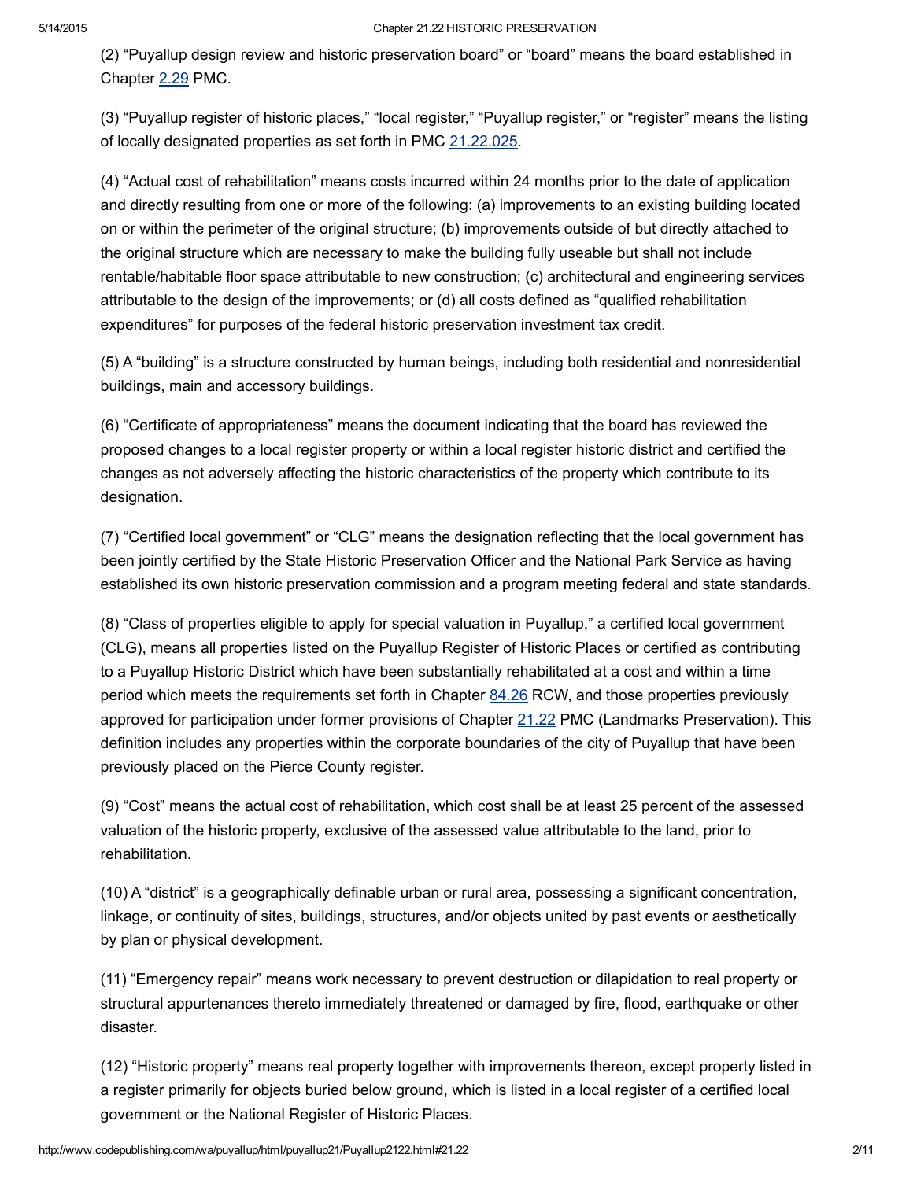(2) "Puyallup design review and historic preservation board" or "board" means the board established in Chapter 2.29 PMC.

(3) "Puyallup register of historic places," "local register," "Puyallup register," or "register" means the listing of locally designated properties as set forth in PMC 21.22.025.

(4) "Actual cost of rehabilitation" means costs incurred within 24 months prior to the date of application and directly resulting from one or more of the following: (a) improvements to an existing building located on or within the perimeter of the original structure; (b) improvements outside of but directly attached to the original structure which are necessary to make the building fully useable but shall not include rentable/habitable floor space attributable to new construction; (c) architectural and engineering services attributable to the design of the improvements; or (d) all costs defined as "qualified rehabilitation expenditures" for purposes of the federal historic preservation investment tax credit.

(5) A "building" is a structure constructed by human beings, including both residential and nonresidential buildings, main and accessory buildings.

(6) "Certificate of appropriateness" means the document indicating that the board has reviewed the proposed changes to a local register property or within a local register historic district and certified the changes as not adversely affecting the historic characteristics of the property which contribute to its designation.

(7) "Certified local government" or "CLG" means the designation reflecting that the local government has been jointly certified by the State Historic Preservation Officer and the National Park Service as having established its own historic preservation commission and a program meeting federal and state standards.

(8) "Class of properties eligible to apply for special valuation in Puyallup," a certified local government (CLG), means all properties listed on the Puyallup Register of Historic Places or certified as contributing to a Puyallup Historic District which have been substantially rehabilitated at a cost and within a time period which meets the requirements set forth in Chapter 84.26 RCW, and those properties previously approved for participation under former provisions of Chapter 21.22 PMC (Landmarks Preservation). This definition includes any properties within the corporate boundaries of the city of Puyallup that have been previously placed on the Pierce County register.

(9) "Cost" means the actual cost of rehabilitation, which cost shall be at least 25 percent of the assessed valuation of the historic property, exclusive of the assessed value attributable to the land, prior to rehabilitation.

(10) A "district" is a geographically definable urban or rural area, possessing a significant concentration, linkage, or continuity of sites, buildings, structures, and/or objects united by past events or aesthetically by plan or physical development.

(11) "Emergency repair" means work necessary to prevent destruction or dilapidation to real property or structural appurtenances thereto immediately threatened or damaged by fire, flood, earthquake or other disaster.

(12) "Historic property" means real property together with improvements thereon, except property listed in a register primarily for objects buried below ground, which is listed in a local register of a certified local government or the National Register of Historic Places.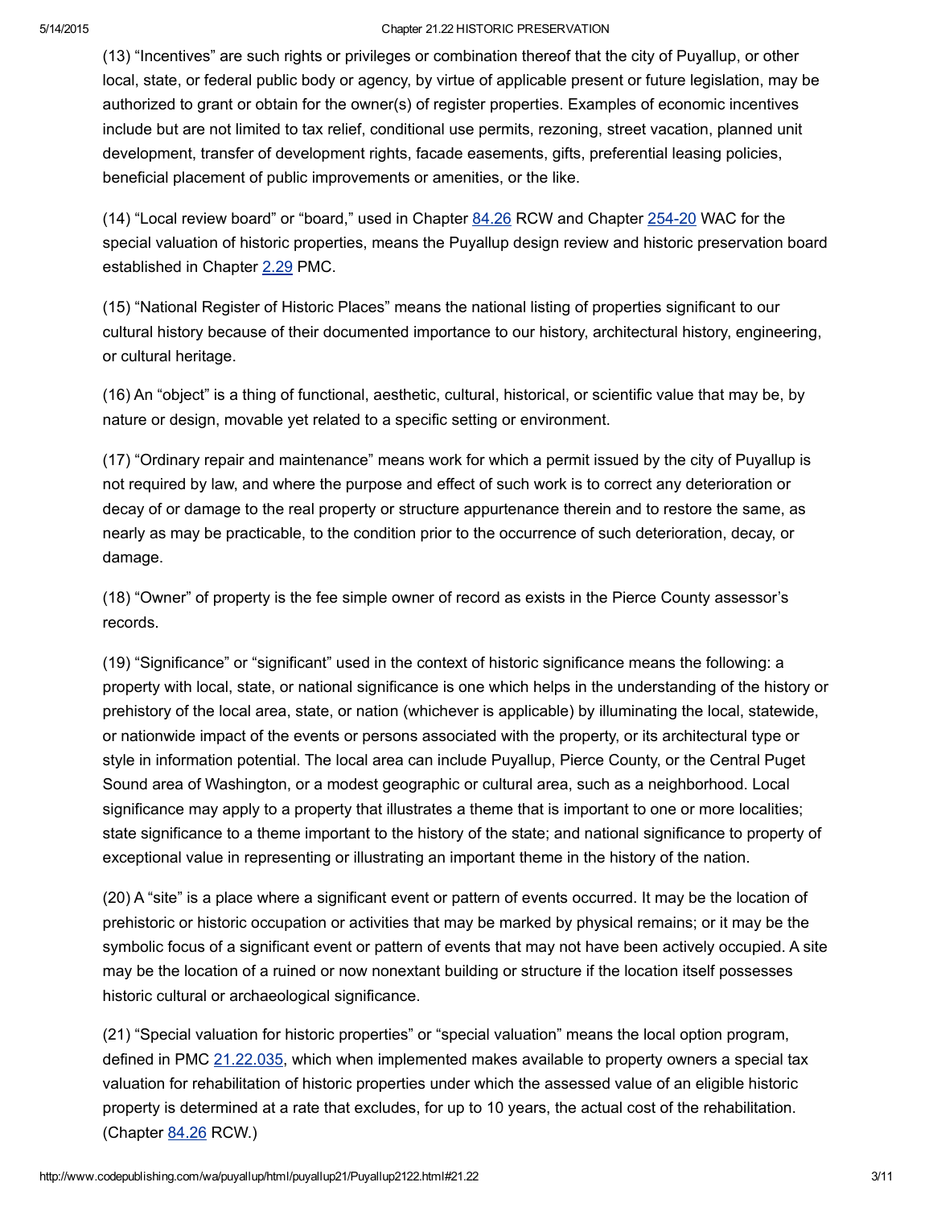(13) "Incentives" are such rights or privileges or combination thereof that the city of Puyallup, or other local, state, or federal public body or agency, by virtue of applicable present or future legislation, may be authorized to grant or obtain for the owner(s) of register properties. Examples of economic incentives include but are not limited to tax relief, conditional use permits, rezoning, street vacation, planned unit development, transfer of development rights, facade easements, gifts, preferential leasing policies, beneficial placement of public improvements or amenities, or the like.

(14) "Local review board" or "board," used in Chapter 84.26 RCW and Chapter 254-20 WAC for the special valuation of historic properties, means the Puyallup design review and historic preservation board established in Chapter 2.29 PMC.

(15) "National Register of Historic Places" means the national listing of properties significant to our cultural history because of their documented importance to our history, architectural history, engineering, or cultural heritage.

(16) An "object" is a thing of functional, aesthetic, cultural, historical, or scientific value that may be, by nature or design, movable yet related to a specific setting or environment.

(17) "Ordinary repair and maintenance" means work for which a permit issued by the city of Puyallup is not required by law, and where the purpose and effect of such work is to correct any deterioration or decay of or damage to the real property or structure appurtenance therein and to restore the same, as nearly as may be practicable, to the condition prior to the occurrence of such deterioration, decay, or damage.

(18) "Owner" of property is the fee simple owner of record as exists in the Pierce County assessor's records.

(19) "Significance" or "significant" used in the context of historic significance means the following: a property with local, state, or national significance is one which helps in the understanding of the history or prehistory of the local area, state, or nation (whichever is applicable) by illuminating the local, statewide, or nationwide impact of the events or persons associated with the property, or its architectural type or style in information potential. The local area can include Puyallup, Pierce County, or the Central Puget Sound area of Washington, or a modest geographic or cultural area, such as a neighborhood. Local significance may apply to a property that illustrates a theme that is important to one or more localities; state significance to a theme important to the history of the state; and national significance to property of exceptional value in representing or illustrating an important theme in the history of the nation.

(20) A "site" is a place where a significant event or pattern of events occurred. It may be the location of prehistoric or historic occupation or activities that may be marked by physical remains; or it may be the symbolic focus of a significant event or pattern of events that may not have been actively occupied. A site may be the location of a ruined or now nonextant building or structure if the location itself possesses historic cultural or archaeological significance.

(21) "Special valuation for historic properties" or "special valuation" means the local option program, defined in PMC 21.22.035, which when implemented makes available to property owners a special tax valuation for rehabilitation of historic properties under which the assessed value of an eligible historic property is determined at a rate that excludes, for up to 10 years, the actual cost of the rehabilitation. (Chapter 84.26 RCW.)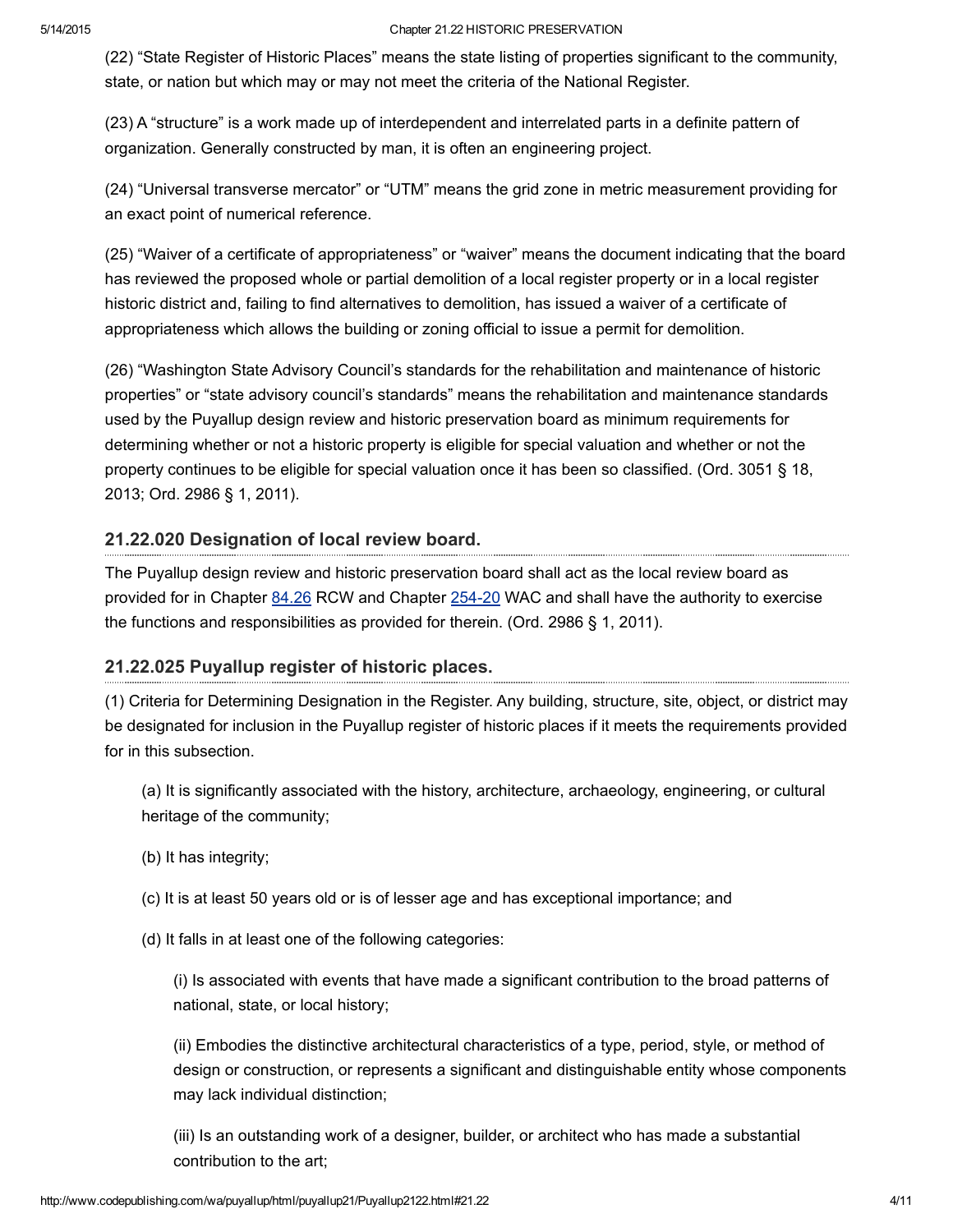(22) "State Register of Historic Places" means the state listing of properties significant to the community, state, or nation but which may or may not meet the criteria of the National Register.

(23) A "structure" is a work made up of interdependent and interrelated parts in a definite pattern of organization. Generally constructed by man, it is often an engineering project.

(24) "Universal transverse mercator" or "UTM" means the grid zone in metric measurement providing for an exact point of numerical reference.

(25) "Waiver of a certificate of appropriateness" or "waiver" means the document indicating that the board has reviewed the proposed whole or partial demolition of a local register property or in a local register historic district and, failing to find alternatives to demolition, has issued a waiver of a certificate of appropriateness which allows the building or zoning official to issue a permit for demolition.

(26) "Washington State Advisory Council's standards for the rehabilitation and maintenance of historic properties" or "state advisory council's standards" means the rehabilitation and maintenance standards used by the Puyallup design review and historic preservation board as minimum requirements for determining whether or not a historic property is eligible for special valuation and whether or not the property continues to be eligible for special valuation once it has been so classified. (Ord. 3051 § 18, 2013; Ord. 2986 § 1, 2011).

### 21.22.020 Designation of local review board.

The Puyallup design review and historic preservation board shall act as the local review board as provided for in Chapter 84.26 RCW and Chapter 254-20 WAC and shall have the authority to exercise the functions and responsibilities as provided for therein. (Ord. 2986 § 1, 2011).

### 21.22.025 Puyallup register of historic places.

(1) Criteria for Determining Designation in the Register. Any building, structure, site, object, or district may be designated for inclusion in the Puyallup register of historic places if it meets the requirements provided for in this subsection.

(a) It is significantly associated with the history, architecture, archaeology, engineering, or cultural heritage of the community;

(b) It has integrity;

(c) It is at least 50 years old or is of lesser age and has exceptional importance; and

(d) It falls in at least one of the following categories:

(i) Is associated with events that have made a significant contribution to the broad patterns of national, state, or local history;

(ii) Embodies the distinctive architectural characteristics of a type, period, style, or method of design or construction, or represents a significant and distinguishable entity whose components may lack individual distinction;

(iii) Is an outstanding work of a designer, builder, or architect who has made a substantial contribution to the art;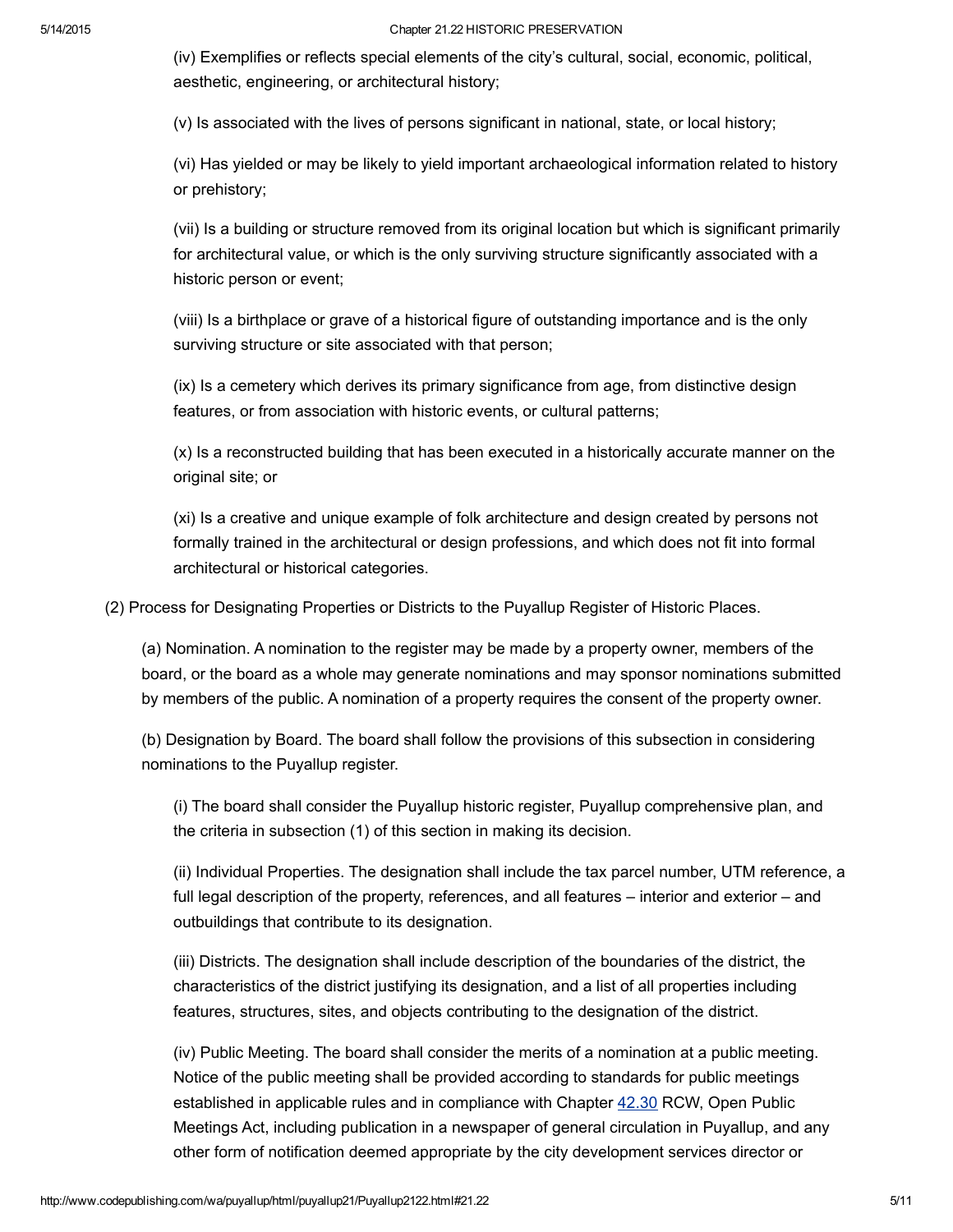(iv) Exemplifies or reflects special elements of the city's cultural, social, economic, political, aesthetic, engineering, or architectural history;

(v) Is associated with the lives of persons significant in national, state, or local history;

(vi) Has yielded or may be likely to yield important archaeological information related to history or prehistory;

(vii) Is a building or structure removed from its original location but which is significant primarily for architectural value, or which is the only surviving structure significantly associated with a historic person or event;

(viii) Is a birthplace or grave of a historical figure of outstanding importance and is the only surviving structure or site associated with that person;

(ix) Is a cemetery which derives its primary significance from age, from distinctive design features, or from association with historic events, or cultural patterns;

(x) Is a reconstructed building that has been executed in a historically accurate manner on the original site; or

(xi) Is a creative and unique example of folk architecture and design created by persons not formally trained in the architectural or design professions, and which does not fit into formal architectural or historical categories.

(2) Process for Designating Properties or Districts to the Puyallup Register of Historic Places.

(a) Nomination. A nomination to the register may be made by a property owner, members of the board, or the board as a whole may generate nominations and may sponsor nominations submitted by members of the public. A nomination of a property requires the consent of the property owner.

(b) Designation by Board. The board shall follow the provisions of this subsection in considering nominations to the Puyallup register.

(i) The board shall consider the Puyallup historic register, Puyallup comprehensive plan, and the criteria in subsection (1) of this section in making its decision.

(ii) Individual Properties. The designation shall include the tax parcel number, UTM reference, a full legal description of the property, references, and all features – interior and exterior – and outbuildings that contribute to its designation.

(iii) Districts. The designation shall include description of the boundaries of the district, the characteristics of the district justifying its designation, and a list of all properties including features, structures, sites, and objects contributing to the designation of the district.

(iv) Public Meeting. The board shall consider the merits of a nomination at a public meeting. Notice of the public meeting shall be provided according to standards for public meetings established in applicable rules and in compliance with Chapter 42.30 RCW, Open Public Meetings Act, including publication in a newspaper of general circulation in Puyallup, and any other form of notification deemed appropriate by the city development services director or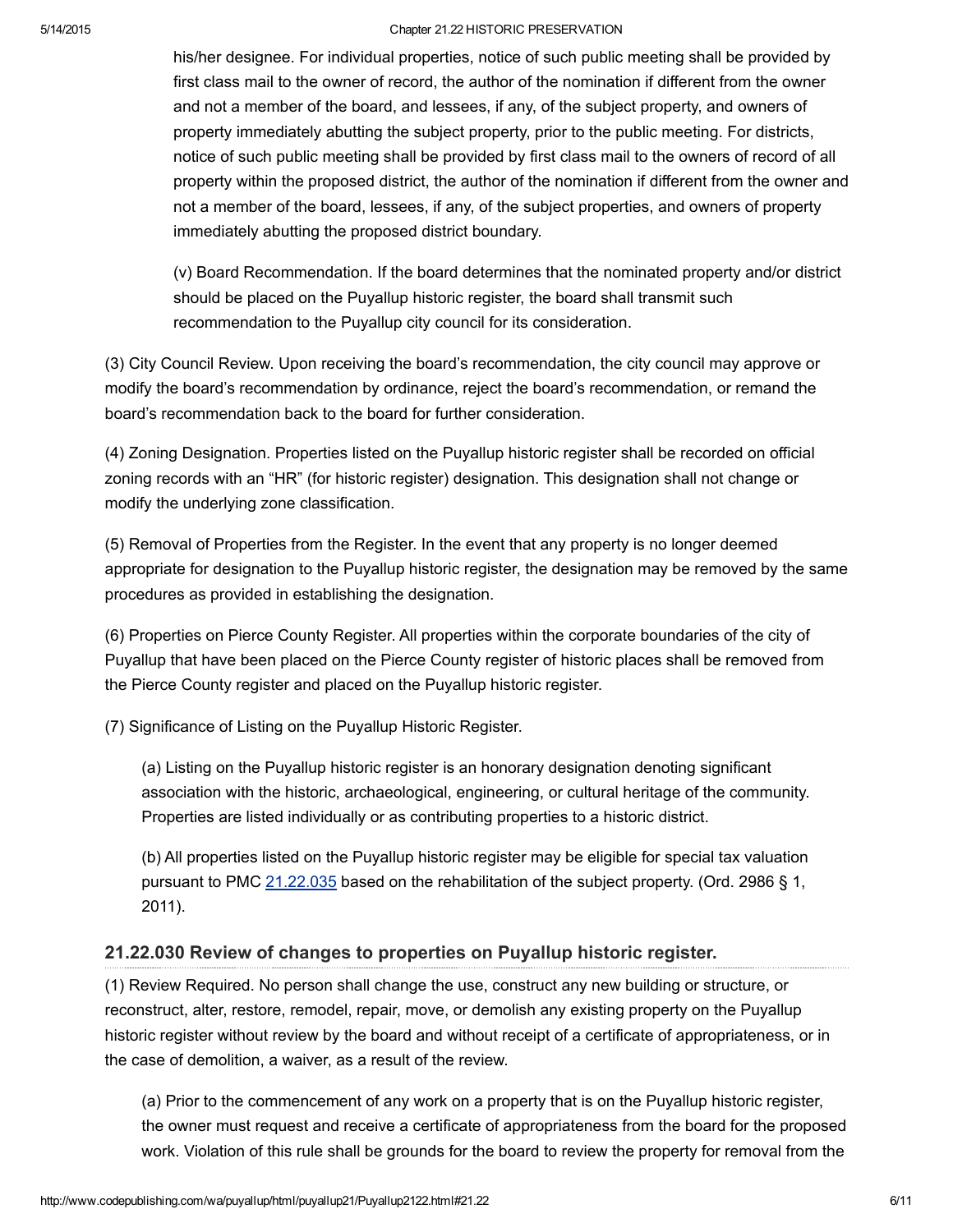his/her designee. For individual properties, notice of such public meeting shall be provided by first class mail to the owner of record, the author of the nomination if different from the owner and not a member of the board, and lessees, if any, of the subject property, and owners of property immediately abutting the subject property, prior to the public meeting. For districts, notice of such public meeting shall be provided by first class mail to the owners of record of all property within the proposed district, the author of the nomination if different from the owner and not a member of the board, lessees, if any, of the subject properties, and owners of property immediately abutting the proposed district boundary.

(v) Board Recommendation. If the board determines that the nominated property and/or district should be placed on the Puyallup historic register, the board shall transmit such recommendation to the Puyallup city council for its consideration.

(3) City Council Review. Upon receiving the board's recommendation, the city council may approve or modify the board's recommendation by ordinance, reject the board's recommendation, or remand the board's recommendation back to the board for further consideration.

(4) Zoning Designation. Properties listed on the Puyallup historic register shall be recorded on official zoning records with an "HR" (for historic register) designation. This designation shall not change or modify the underlying zone classification.

(5) Removal of Properties from the Register. In the event that any property is no longer deemed appropriate for designation to the Puyallup historic register, the designation may be removed by the same procedures as provided in establishing the designation.

(6) Properties on Pierce County Register. All properties within the corporate boundaries of the city of Puyallup that have been placed on the Pierce County register of historic places shall be removed from the Pierce County register and placed on the Puyallup historic register.

(7) Significance of Listing on the Puyallup Historic Register.

(a) Listing on the Puyallup historic register is an honorary designation denoting significant association with the historic, archaeological, engineering, or cultural heritage of the community. Properties are listed individually or as contributing properties to a historic district.

(b) All properties listed on the Puyallup historic register may be eligible for special tax valuation pursuant to PMC 21.22.035 based on the rehabilitation of the subject property. (Ord. 2986 § 1, 2011).

### 21.22.030 Review of changes to properties on Puyallup historic register.

(1) Review Required. No person shall change the use, construct any new building or structure, or reconstruct, alter, restore, remodel, repair, move, or demolish any existing property on the Puyallup historic register without review by the board and without receipt of a certificate of appropriateness, or in the case of demolition, a waiver, as a result of the review.

(a) Prior to the commencement of any work on a property that is on the Puyallup historic register, the owner must request and receive a certificate of appropriateness from the board for the proposed work. Violation of this rule shall be grounds for the board to review the property for removal from the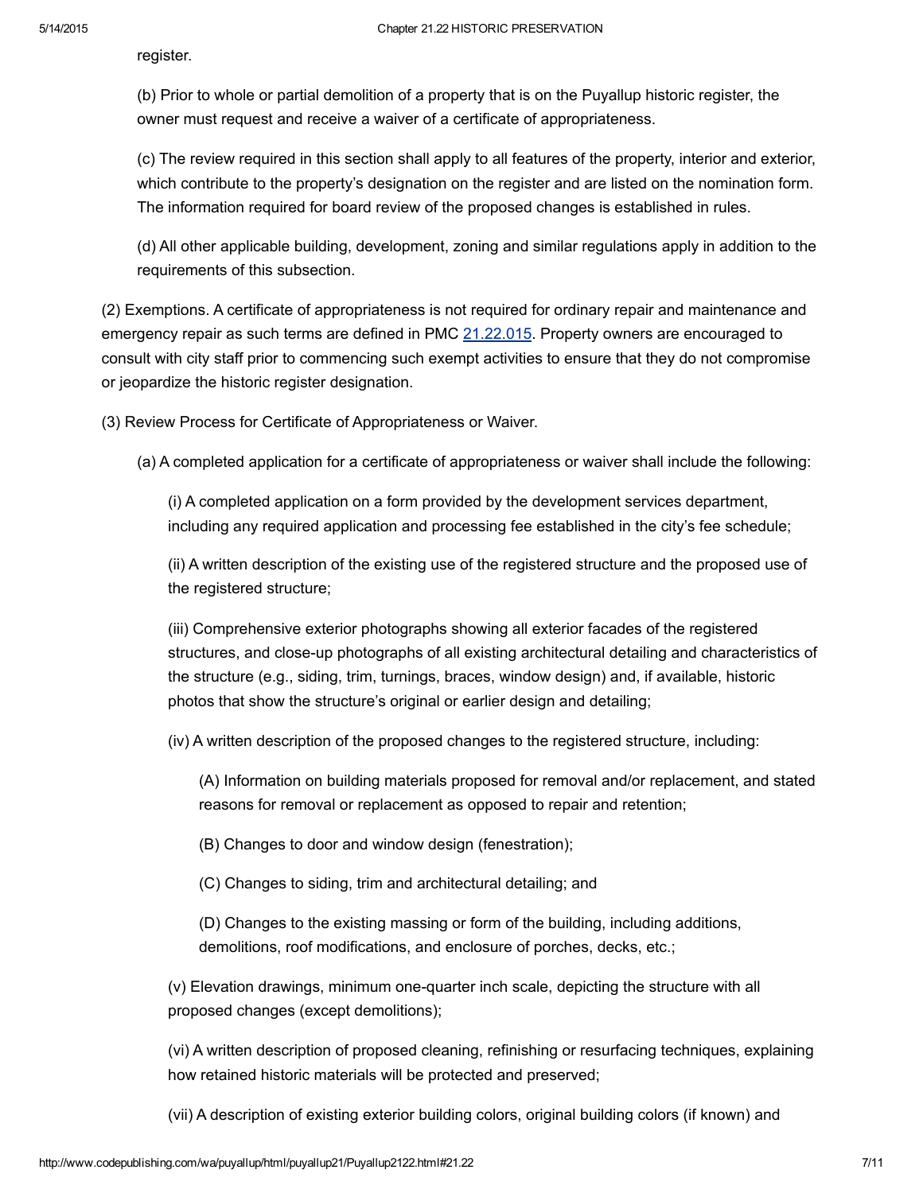register.

(b) Prior to whole or partial demolition of a property that is on the Puyallup historic register, the owner must request and receive a waiver of a certificate of appropriateness.

(c) The review required in this section shall apply to all features of the property, interior and exterior, which contribute to the property's designation on the register and are listed on the nomination form. The information required for board review of the proposed changes is established in rules.

(d) All other applicable building, development, zoning and similar regulations apply in addition to the requirements of this subsection.

(2) Exemptions. A certificate of appropriateness is not required for ordinary repair and maintenance and emergency repair as such terms are defined in PMC 21.22.015. Property owners are encouraged to consult with city staff prior to commencing such exempt activities to ensure that they do not compromise or jeopardize the historic register designation.

(3) Review Process for Certificate of Appropriateness or Waiver.

(a) A completed application for a certificate of appropriateness or waiver shall include the following:

(i) A completed application on a form provided by the development services department, including any required application and processing fee established in the city's fee schedule;

(ii) A written description of the existing use of the registered structure and the proposed use of the registered structure;

(iii) Comprehensive exterior photographs showing all exterior facades of the registered structures, and close-up photographs of all existing architectural detailing and characteristics of the structure (e.g., siding, trim, turnings, braces, window design) and, if available, historic photos that show the structure's original or earlier design and detailing;

(iv) A written description of the proposed changes to the registered structure, including:

(A) Information on building materials proposed for removal and/or replacement, and stated reasons for removal or replacement as opposed to repair and retention;

(B) Changes to door and window design (fenestration);

(C) Changes to siding, trim and architectural detailing; and

(D) Changes to the existing massing or form of the building, including additions, demolitions, roof modifications, and enclosure of porches, decks, etc.;

(v) Elevation drawings, minimum one-quarter inch scale, depicting the structure with all proposed changes (except demolitions);

(vi) A written description of proposed cleaning, refinishing or resurfacing techniques, explaining how retained historic materials will be protected and preserved;

(vii) A description of existing exterior building colors, original building colors (if known) and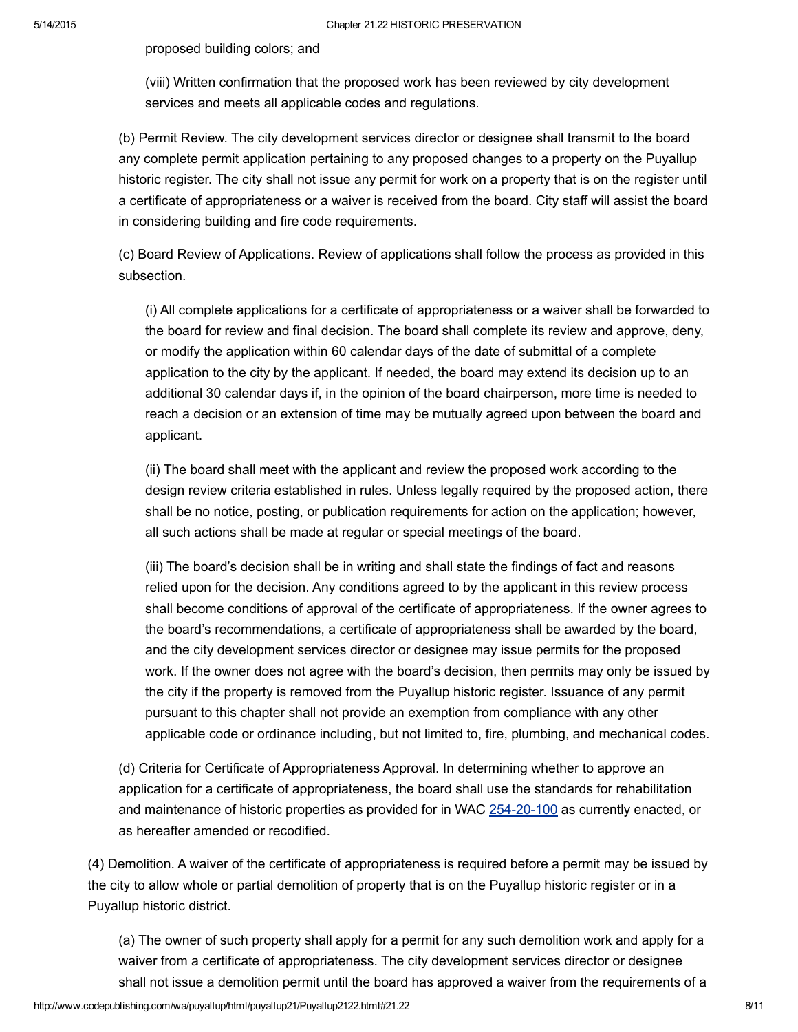proposed building colors; and

(viii) Written confirmation that the proposed work has been reviewed by city development services and meets all applicable codes and regulations.

(b) Permit Review. The city development services director or designee shall transmit to the board any complete permit application pertaining to any proposed changes to a property on the Puyallup historic register. The city shall not issue any permit for work on a property that is on the register until a certificate of appropriateness or a waiver is received from the board. City staff will assist the board in considering building and fire code requirements.

(c) Board Review of Applications. Review of applications shall follow the process as provided in this subsection.

(i) All complete applications for a certificate of appropriateness or a waiver shall be forwarded to the board for review and final decision. The board shall complete its review and approve, deny, or modify the application within 60 calendar days of the date of submittal of a complete application to the city by the applicant. If needed, the board may extend its decision up to an additional 30 calendar days if, in the opinion of the board chairperson, more time is needed to reach a decision or an extension of time may be mutually agreed upon between the board and applicant.

(ii) The board shall meet with the applicant and review the proposed work according to the design review criteria established in rules. Unless legally required by the proposed action, there shall be no notice, posting, or publication requirements for action on the application; however, all such actions shall be made at regular or special meetings of the board.

(iii) The board's decision shall be in writing and shall state the findings of fact and reasons relied upon for the decision. Any conditions agreed to by the applicant in this review process shall become conditions of approval of the certificate of appropriateness. If the owner agrees to the board's recommendations, a certificate of appropriateness shall be awarded by the board, and the city development services director or designee may issue permits for the proposed work. If the owner does not agree with the board's decision, then permits may only be issued by the city if the property is removed from the Puyallup historic register. Issuance of any permit pursuant to this chapter shall not provide an exemption from compliance with any other applicable code or ordinance including, but not limited to, fire, plumbing, and mechanical codes.

(d) Criteria for Certificate of Appropriateness Approval. In determining whether to approve an application for a certificate of appropriateness, the board shall use the standards for rehabilitation and maintenance of historic properties as provided for in WAC 254-20-100 as currently enacted, or as hereafter amended or recodified.

(4) Demolition. A waiver of the certificate of appropriateness is required before a permit may be issued by the city to allow whole or partial demolition of property that is on the Puyallup historic register or in a Puyallup historic district.

(a) The owner of such property shall apply for a permit for any such demolition work and apply for a waiver from a certificate of appropriateness. The city development services director or designee shall not issue a demolition permit until the board has approved a waiver from the requirements of a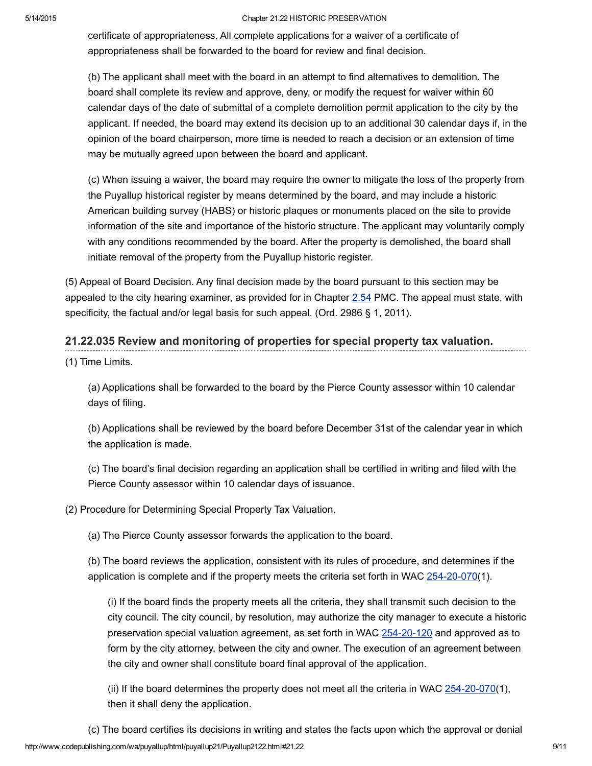certificate of appropriateness. All complete applications for a waiver of a certificate of appropriateness shall be forwarded to the board for review and final decision.

(b) The applicant shall meet with the board in an attempt to find alternatives to demolition. The board shall complete its review and approve, deny, or modify the request for waiver within 60 calendar days of the date of submittal of a complete demolition permit application to the city by the applicant. If needed, the board may extend its decision up to an additional 30 calendar days if, in the opinion of the board chairperson, more time is needed to reach a decision or an extension of time may be mutually agreed upon between the board and applicant.

(c) When issuing a waiver, the board may require the owner to mitigate the loss of the property from the Puyallup historical register by means determined by the board, and may include a historic American building survey (HABS) or historic plaques or monuments placed on the site to provide information of the site and importance of the historic structure. The applicant may voluntarily comply with any conditions recommended by the board. After the property is demolished, the board shall initiate removal of the property from the Puyallup historic register.

(5) Appeal of Board Decision. Any final decision made by the board pursuant to this section may be appealed to the city hearing examiner, as provided for in Chapter 2.54 PMC. The appeal must state, with specificity, the factual and/or legal basis for such appeal. (Ord. 2986 § 1, 2011).

## 21.22.035 Review and monitoring of properties for special property tax valuation.

(1) Time Limits.

(a) Applications shall be forwarded to the board by the Pierce County assessor within 10 calendar days of filing.

(b) Applications shall be reviewed by the board before December 31st of the calendar year in which the application is made.

(c) The board's final decision regarding an application shall be certified in writing and filed with the Pierce County assessor within 10 calendar days of issuance.

(2) Procedure for Determining Special Property Tax Valuation.

(a) The Pierce County assessor forwards the application to the board.

(b) The board reviews the application, consistent with its rules of procedure, and determines if the application is complete and if the property meets the criteria set forth in WAC 254-20-070(1).

(i) If the board finds the property meets all the criteria, they shall transmit such decision to the city council. The city council, by resolution, may authorize the city manager to execute a historic preservation special valuation agreement, as set forth in WAC 254-20-120 and approved as to form by the city attorney, between the city and owner. The execution of an agreement between the city and owner shall constitute board final approval of the application.

(ii) If the board determines the property does not meet all the criteria in WAC 254-20-070(1), then it shall deny the application.

(c) The board certifies its decisions in writing and states the facts upon which the approval or denial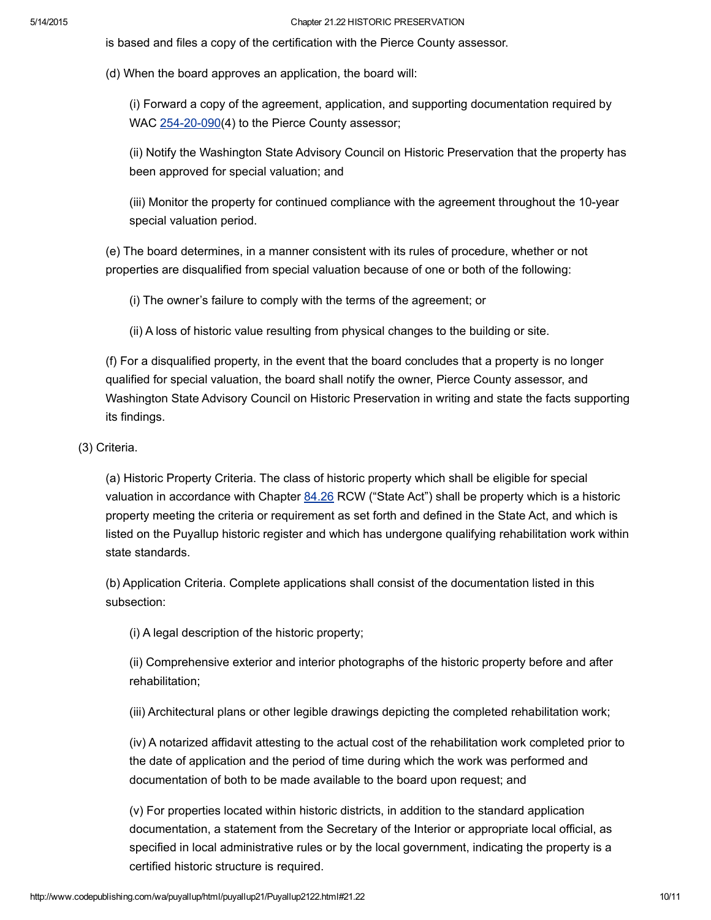is based and files a copy of the certification with the Pierce County assessor.

(d) When the board approves an application, the board will:

(i) Forward a copy of the agreement, application, and supporting documentation required by WAC 254-20-090(4) to the Pierce County assessor;

(ii) Notify the Washington State Advisory Council on Historic Preservation that the property has been approved for special valuation; and

(iii) Monitor the property for continued compliance with the agreement throughout the 10-year special valuation period.

(e) The board determines, in a manner consistent with its rules of procedure, whether or not properties are disqualified from special valuation because of one or both of the following:

(i) The owner's failure to comply with the terms of the agreement; or

(ii) A loss of historic value resulting from physical changes to the building or site.

(f) For a disqualified property, in the event that the board concludes that a property is no longer qualified for special valuation, the board shall notify the owner, Pierce County assessor, and Washington State Advisory Council on Historic Preservation in writing and state the facts supporting its findings.

(3) Criteria.

(a) Historic Property Criteria. The class of historic property which shall be eligible for special valuation in accordance with Chapter 84.26 RCW ("State Act") shall be property which is a historic property meeting the criteria or requirement as set forth and defined in the State Act, and which is listed on the Puyallup historic register and which has undergone qualifying rehabilitation work within state standards.

(b) Application Criteria. Complete applications shall consist of the documentation listed in this subsection:

(i) A legal description of the historic property;

(ii) Comprehensive exterior and interior photographs of the historic property before and after rehabilitation;

(iii) Architectural plans or other legible drawings depicting the completed rehabilitation work;

(iv) A notarized affidavit attesting to the actual cost of the rehabilitation work completed prior to the date of application and the period of time during which the work was performed and documentation of both to be made available to the board upon request; and

(v) For properties located within historic districts, in addition to the standard application documentation, a statement from the Secretary of the Interior or appropriate local official, as specified in local administrative rules or by the local government, indicating the property is a certified historic structure is required.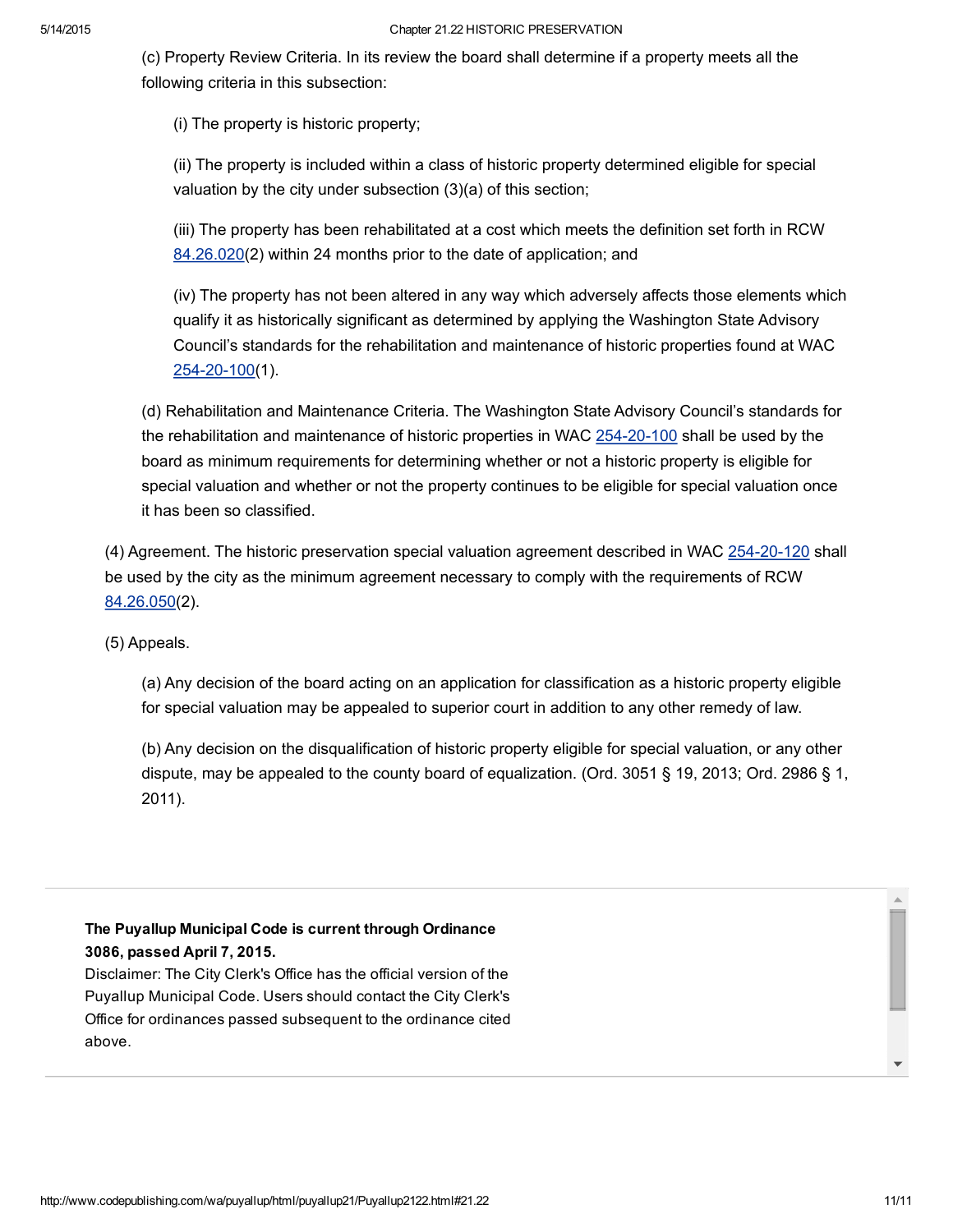(c) Property Review Criteria. In its review the board shall determine if a property meets all the following criteria in this subsection:

(i) The property is historic property;

(ii) The property is included within a class of historic property determined eligible for special valuation by the city under subsection (3)(a) of this section;

(iii) The property has been rehabilitated at a cost which meets the definition set forth in RCW 84.26.020(2) within 24 months prior to the date of application; and

(iv) The property has not been altered in any way which adversely affects those elements which qualify it as historically significant as determined by applying the Washington State Advisory Council's standards for the rehabilitation and maintenance of historic properties found at WAC 254-20-100(1).

(d) Rehabilitation and Maintenance Criteria. The Washington State Advisory Council's standards for the rehabilitation and maintenance of historic properties in WAC 254-20-100 shall be used by the board as minimum requirements for determining whether or not a historic property is eligible for special valuation and whether or not the property continues to be eligible for special valuation once it has been so classified.

(4) Agreement. The historic preservation special valuation agreement described in WAC 254-20-120 shall be used by the city as the minimum agreement necessary to comply with the requirements of RCW 84.26.050(2).

(5) Appeals.

(a) Any decision of the board acting on an application for classification as a historic property eligible for special valuation may be appealed to superior court in addition to any other remedy of law.

(b) Any decision on the disqualification of historic property eligible for special valuation, or any other dispute, may be appealed to the county board of equalization. (Ord. 3051 § 19, 2013; Ord. 2986 § 1, 2011).

**The Puyallup Municipal Code is current through Ordinance 3086, passed April 7, 2015.**

Disclaimer: The City Clerk's Office has the official version of the Puyallup Municipal Code. Users should contact the City Clerk's Office for ordinances passed subsequent to the ordinance cited above.